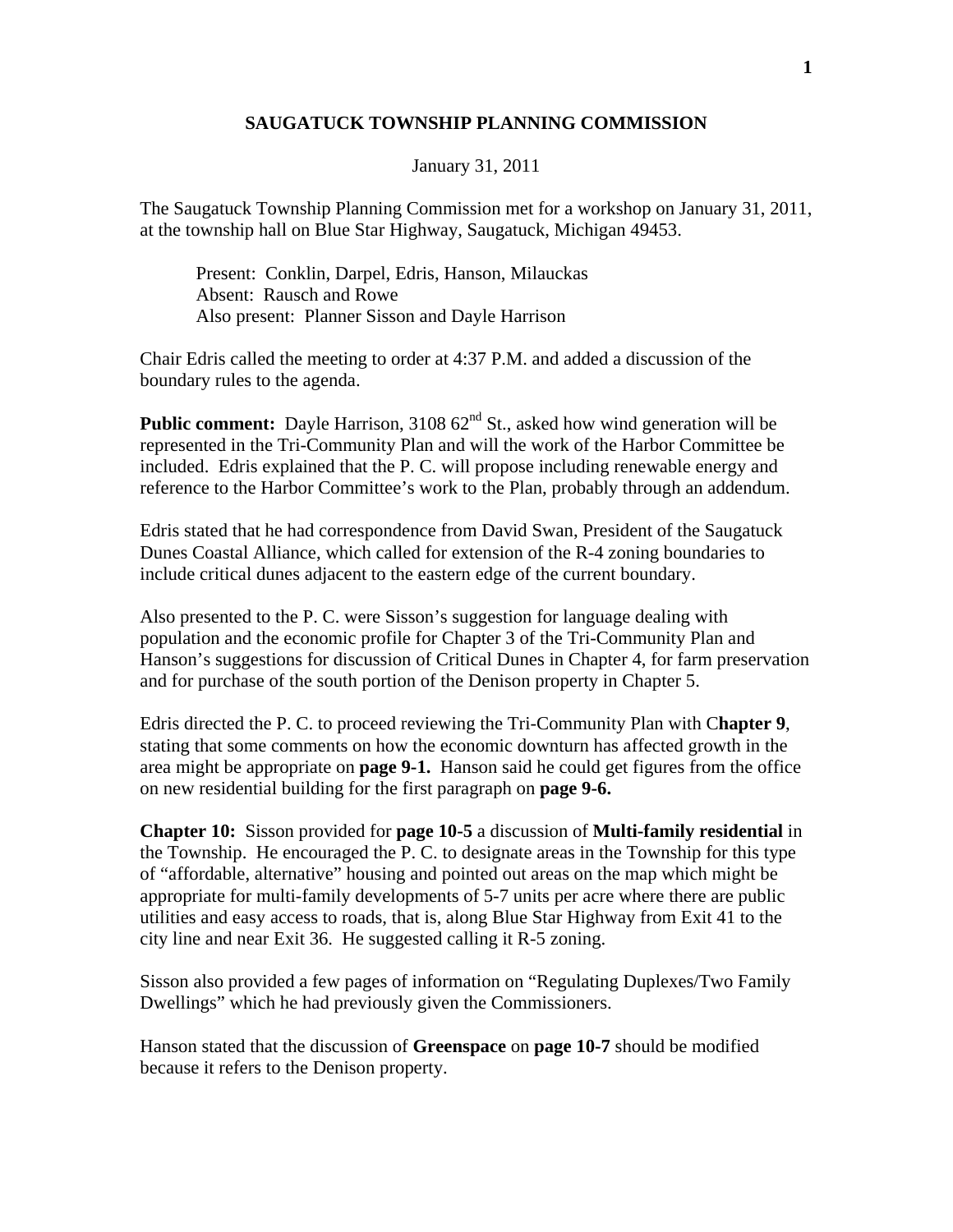# SAUGATUCK TOWNSHIP PLANNING COMMISSION

January 31, 2011

The Saugatuck Township Planning Commission met for a workshop on January 31, 2011, at the township hall on Blue Star Highway, Saugatuck, Michigan 49453.

> Present: Conklin, Darpel, Edris, Hanson, Milauckas
> Absent: Rausch and Rowe
> Also present: Planner Sisson and Dayle Harrison

Chair Edris called the meeting to order at 4:37 P.M. and added a discussion of the boundary rules to the agenda.

**Public comment:** Dayle Harrison, 3108 62nd St., asked how wind generation will be represented in the Tri-Community Plan and will the work of the Harbor Committee be included. Edris explained that the P. C. will propose including renewable energy and reference to the Harbor Committee's work to the Plan, probably through an addendum.

Edris stated that he had correspondence from David Swan, President of the Saugatuck Dunes Coastal Alliance, which called for extension of the R-4 zoning boundaries to include critical dunes adjacent to the eastern edge of the current boundary.

Also presented to the P. C. were Sisson's suggestion for language dealing with population and the economic profile for Chapter 3 of the Tri-Community Plan and Hanson's suggestions for discussion of Critical Dunes in Chapter 4, for farm preservation and for purchase of the south portion of the Denison property in Chapter 5.

Edris directed the P. C. to proceed reviewing the Tri-Community Plan with C**hapter 9**, stating that some comments on how the economic downturn has affected growth in the area might be appropriate on **page 9-1.** Hanson said he could get figures from the office on new residential building for the first paragraph on **page 9-6.**

**Chapter 10:** Sisson provided for **page 10-5** a discussion of **Multi-family residential** in the Township. He encouraged the P. C. to designate areas in the Township for this type of "affordable, alternative" housing and pointed out areas on the map which might be appropriate for multi-family developments of 5-7 units per acre where there are public utilities and easy access to roads, that is, along Blue Star Highway from Exit 41 to the city line and near Exit 36. He suggested calling it R-5 zoning.

Sisson also provided a few pages of information on "Regulating Duplexes/Two Family Dwellings" which he had previously given the Commissioners.

Hanson stated that the discussion of **Greenspace** on **page 10-7** should be modified because it refers to the Denison property.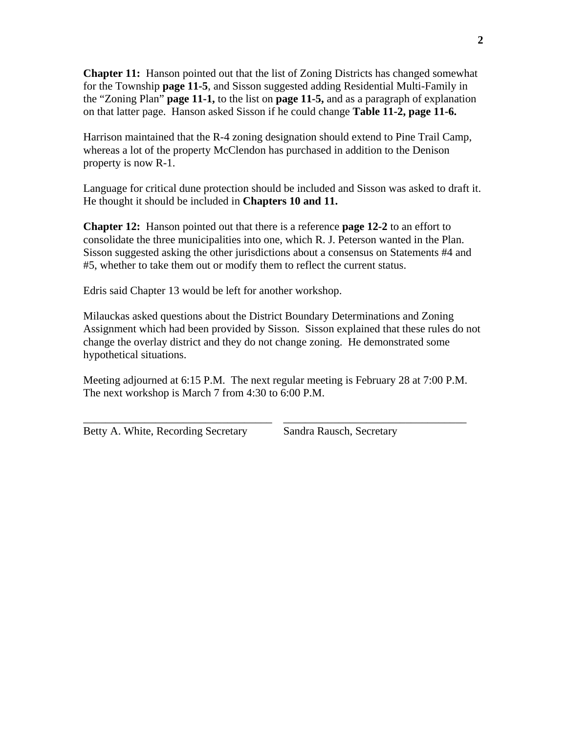**Chapter 11:** Hanson pointed out that the list of Zoning Districts has changed somewhat for the Township **page 11-5**, and Sisson suggested adding Residential Multi-Family in the "Zoning Plan" **page 11-1,** to the list on **page 11-5,** and as a paragraph of explanation on that latter page. Hanson asked Sisson if he could change **Table 11-2, page 11-6.**

Harrison maintained that the R-4 zoning designation should extend to Pine Trail Camp, whereas a lot of the property McClendon has purchased in addition to the Denison property is now R-1.

Language for critical dune protection should be included and Sisson was asked to draft it. He thought it should be included in **Chapters 10 and 11.**

**Chapter 12:** Hanson pointed out that there is a reference **page 12-2** to an effort to consolidate the three municipalities into one, which R. J. Peterson wanted in the Plan. Sisson suggested asking the other jurisdictions about a consensus on Statements #4 and #5, whether to take them out or modify them to reflect the current status.

Edris said Chapter 13 would be left for another workshop.

Milauckas asked questions about the District Boundary Determinations and Zoning Assignment which had been provided by Sisson. Sisson explained that these rules do not change the overlay district and they do not change zoning. He demonstrated some hypothetical situations.

Meeting adjourned at 6:15 P.M. The next regular meeting is February 28 at 7:00 P.M. The next workshop is March 7 from 4:30 to 6:00 P.M.

\_\_\_\_\_\_\_\_\_\_\_\_\_\_\_\_\_\_\_\_\_\_\_\_\_\_\_\_\_\_\_\_\_\_ \_\_\_\_\_\_\_\_\_\_\_\_\_\_\_\_\_\_\_\_\_\_\_\_\_\_\_\_\_\_\_\_\_\_

Betty A. White, Recording Secretary Sandra Rausch, Secretary